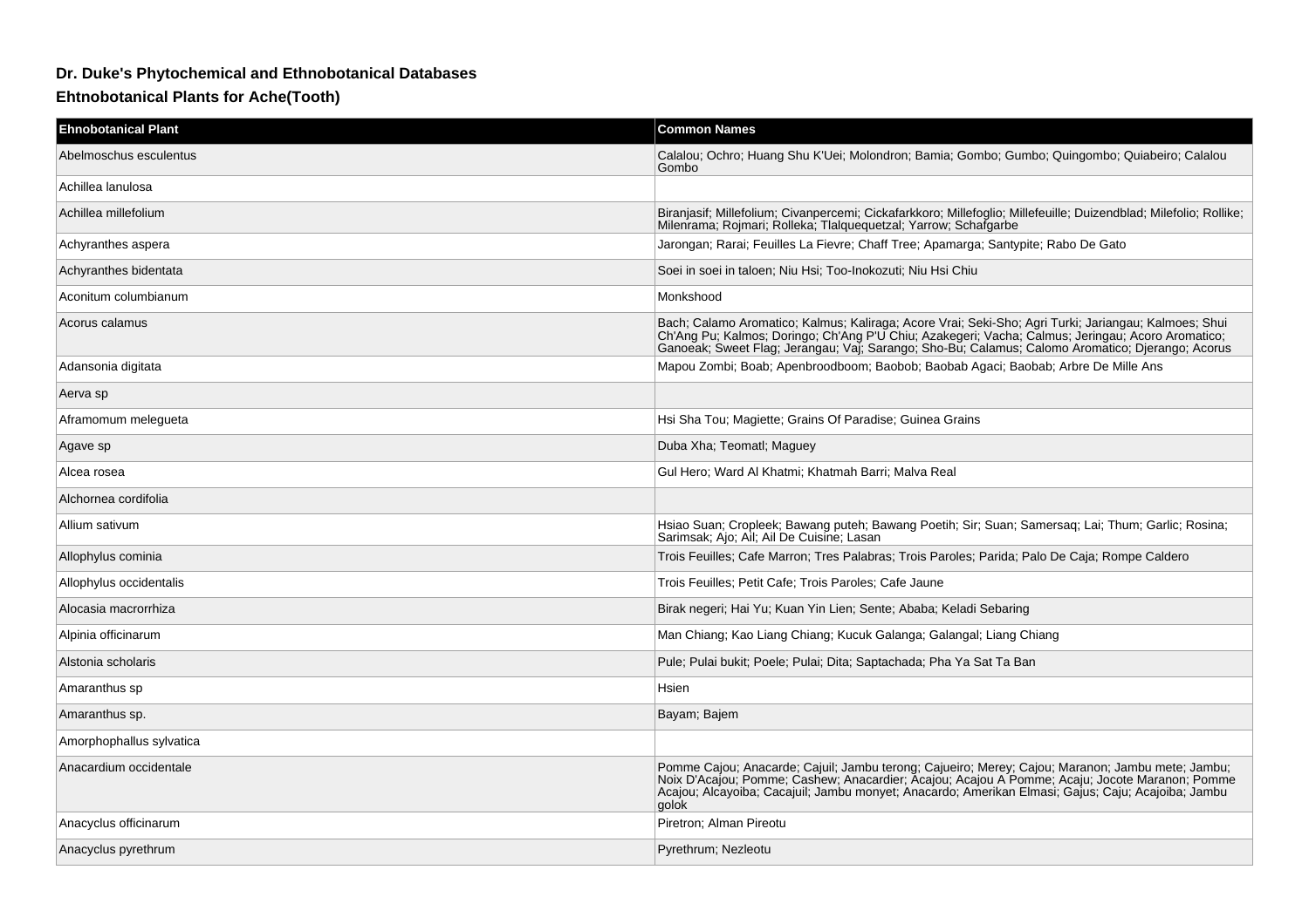# Dr. Duke's Phytochemical and Ethnobotanical Databases

## Ehtnobotanical Plants for Ache(Tooth)

| Ehnobotanical Plant | Common Names |
| --- | --- |
| Abelmoschus esculentus | Calalou; Ochro; Huang Shu K'Uei; Molondron; Bamia; Gombo; Gumbo; Quingombo; Quiabeiro; Calalou Gombo |
| Achillea lanulosa | |
| Achillea millefolium | Biranjasif; Millefolium; Civanpercemi; Cickafarkkoro; Millefoglio; Millefeuille; Duizendblad; Milefolio; Rollike; Milenrama; Rojmari; Rolleka; Tlalquequetzal; Yarrow; Schafgarbe |
| Achyranthes aspera | Jarongan; Rarai; Feuilles La Fievre; Chaff Tree; Apamarga; Santypite; Rabo De Gato |
| Achyranthes bidentata | Soei in soei in taloen; Niu Hsi; Too-Inokozuti; Niu Hsi Chiu |
| Aconitum columbianum | Monkshood |
| Acorus calamus | Bach; Calamo Aromatico; Kalmus; Kaliraga; Acore Vrai; Seki-Sho; Agri Turki; Jariangau; Kalmoes; Shui Ch'Ang Pu; Kalmos; Doringo; Ch'Ang P'U Chiu; Azakegeri; Vacha; Calmus; Jeringau; Acoro Aromatico; Ganoeak; Sweet Flag; Jerangau; Vaj; Sarango; Sho-Bu; Calamus; Calomo Aromatico; Djerango; Acorus |
| Adansonia digitata | Mapou Zombi; Boab; Apenbroodboom; Baobob; Baobab Agaci; Baobab; Arbre De Mille Ans |
| Aerva sp | |
| Aframomum melegueta | Hsi Sha Tou; Magiette; Grains Of Paradise; Guinea Grains |
| Agave sp | Duba Xha; Teomatl; Maguey |
| Alcea rosea | Gul Hero; Ward Al Khatmi; Khatmah Barri; Malva Real |
| Alchornea cordifolia | |
| Allium sativum | Hsiao Suan; Cropleek; Bawang puteh; Bawang Poetih; Sir; Suan; Samersaq; Lai; Thum; Garlic; Rosina; Sarimsak; Ajo; Ail; Ail De Cuisine; Lasan |
| Allophylus cominia | Trois Feuilles; Cafe Marron; Tres Palabras; Trois Paroles; Parida; Palo De Caja; Rompe Caldero |
| Allophylus occidentalis | Trois Feuilles; Petit Cafe; Trois Paroles; Cafe Jaune |
| Alocasia macrorrhiza | Birak negeri; Hai Yu; Kuan Yin Lien; Sente; Ababa; Keladi Sebaring |
| Alpinia officinarum | Man Chiang; Kao Liang Chiang; Kucuk Galanga; Galangal; Liang Chiang |
| Alstonia scholaris | Pule; Pulai bukit; Poele; Pulai; Dita; Saptachada; Pha Ya Sat Ta Ban |
| Amaranthus sp | Hsien |
| Amaranthus sp. | Bayam; Bajem |
| Amorphophallus sylvatica | |
| Anacardium occidentale | Pomme Cajou; Anacarde; Cajuil; Jambu terong; Cajueiro; Merey; Cajou; Maranon; Jambu mete; Jambu; Noix D'Acajou; Pomme; Cashew; Anacardier; Acajou; Acajou A Pomme; Acaju; Jocote Maranon; Pomme Acajou; Alcayoiba; Cacajuil; Jambu monyet; Anacardo; Amerikan Elmasi; Gajus; Caju; Acajoiba; Jambu golok |
| Anacyclus officinarum | Piretron; Alman Pireotu |
| Anacyclus pyrethrum | Pyrethrum; Nezleotu |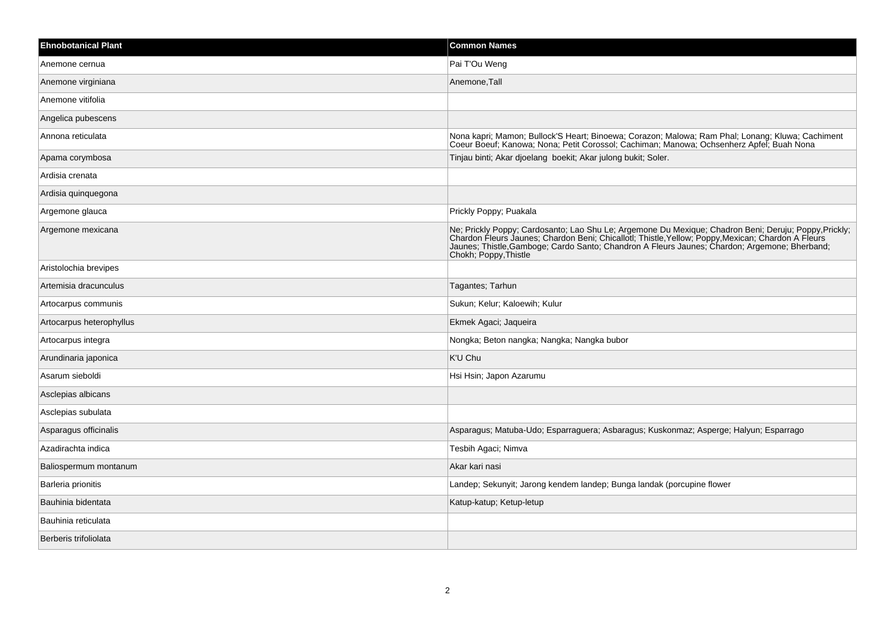| Ehnobotanical Plant | Common Names |
| --- | --- |
| Anemone cernua | Pai T'Ou Weng |
| Anemone virginiana | Anemone,Tall |
| Anemone vitifolia | |
| Angelica pubescens | |
| Annona reticulata | Nona kapri; Mamon; Bullock'S Heart; Binoewa; Corazon; Malowa; Ram Phal; Lonang; Kluwa; Cachiment Coeur Boeuf; Kanowa; Nona; Petit Corossol; Cachiman; Manowa; Ochsenherz Apfel; Buah Nona |
| Apama corymbosa | Tinjau binti; Akar djoelang  boekit; Akar julong bukit; Soler. |
| Ardisia crenata | |
| Ardisia quinquegona | |
| Argemone glauca | Prickly Poppy; Puakala |
| Argemone mexicana | Ne; Prickly Poppy; Cardosanto; Lao Shu Le; Argemone Du Mexique; Chadron Beni; Deruju; Poppy,Prickly; Chardon Fleurs Jaunes; Chardon Beni; Chicallotl; Thistle,Yellow; Poppy,Mexican; Chardon A Fleurs Jaunes; Thistle,Gamboge; Cardo Santo; Chandron A Fleurs Jaunes; Chardon; Argemone; Bherband; Chokh; Poppy,Thistle |
| Aristolochia brevipes | |
| Artemisia dracunculus | Tagantes; Tarhun |
| Artocarpus communis | Sukun; Kelur; Kaloewih; Kulur |
| Artocarpus heterophyllus | Ekmek Agaci; Jaqueira |
| Artocarpus integra | Nongka; Beton nangka; Nangka; Nangka bubor |
| Arundinaria japonica | K'U Chu |
| Asarum sieboldi | Hsi Hsin; Japon Azarumu |
| Asclepias albicans | |
| Asclepias subulata | |
| Asparagus officinalis | Asparagus; Matuba-Udo; Esparraguera; Asbaragus; Kuskonmaz; Asperge; Halyun; Esparrago |
| Azadirachta indica | Tesbih Agaci; Nimva |
| Baliospermum montanum | Akar kari nasi |
| Barleria prionitis | Landep; Sekunyit; Jarong kendem landep; Bunga landak (porcupine flower |
| Bauhinia bidentata | Katup-katup; Ketup-letup |
| Bauhinia reticulata | |
| Berberis trifoliolata | |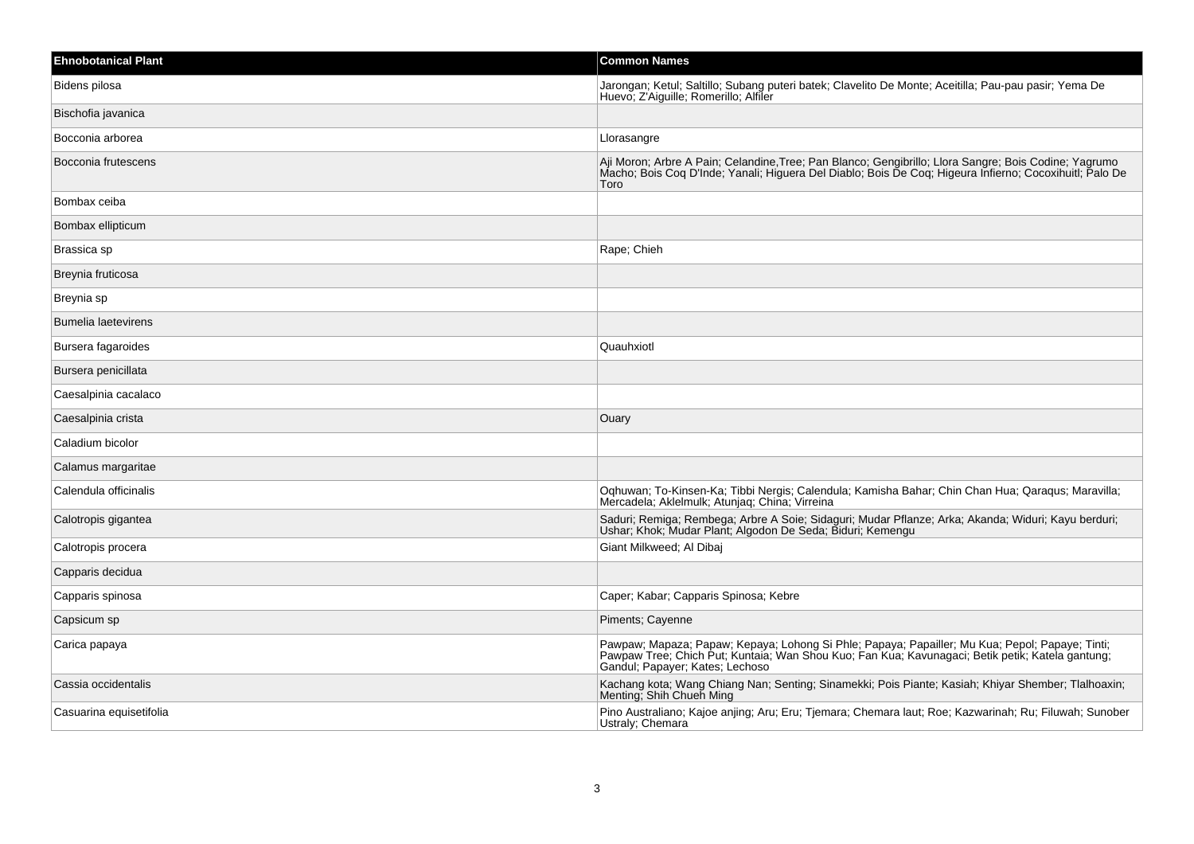| Ehnobotanical Plant | Common Names |
| --- | --- |
| Bidens pilosa | Jarongan; Ketul; Saltillo; Subang puteri batek; Clavelito De Monte; Aceitilla; Pau-pau pasir; Yema De Huevo; Z'Aiguille; Romerillo; Alfiler |
| Bischofia javanica | |
| Bocconia arborea | Llorasangre |
| Bocconia frutescens | Aji Moron; Arbre A Pain; Celandine,Tree; Pan Blanco; Gengibrillo; Llora Sangre; Bois Codine; Yagrumo Macho; Bois Coq D'Inde; Yanali; Higuera Del Diablo; Bois De Coq; Higeura Infierno; Cocoxihuitl; Palo De Toro |
| Bombax ceiba | |
| Bombax ellipticum | |
| Brassica sp | Rape; Chieh |
| Breynia fruticosa | |
| Breynia sp | |
| Bumelia laetevirens | |
| Bursera fagaroides | Quauhxiotl |
| Bursera penicillata | |
| Caesalpinia cacalaco | |
| Caesalpinia crista | Ouary |
| Caladium bicolor | |
| Calamus margaritae | |
| Calendula officinalis | Oqhuwan; To-Kinsen-Ka; Tibbi Nergis; Calendula; Kamisha Bahar; Chin Chan Hua; Qaraqus; Maravilla; Mercadela; Aklelmulk; Atunjaq; China; Virreina |
| Calotropis gigantea | Saduri; Remiga; Rembega; Arbre A Soie; Sidaguri; Mudar Pflanze; Arka; Akanda; Widuri; Kayu berduri; Ushar; Khok; Mudar Plant; Algodon De Seda; Biduri; Kemengu |
| Calotropis procera | Giant Milkweed; Al Dibaj |
| Capparis decidua | |
| Capparis spinosa | Caper; Kabar; Capparis Spinosa; Kebre |
| Capsicum sp | Piments; Cayenne |
| Carica papaya | Pawpaw; Mapaza; Papaw; Kepaya; Lohong Si Phle; Papaya; Papailler; Mu Kua; Pepol; Papaye; Tinti; Pawpaw Tree; Chich Put; Kuntaia; Wan Shou Kuo; Fan Kua; Kavunagaci; Betik petik; Katela gantung; Gandul; Papayer; Kates; Lechoso |
| Cassia occidentalis | Kachang kota; Wang Chiang Nan; Senting; Sinamekki; Pois Piante; Kasiah; Khiyar Shember; Tlalhoaxin; Menting; Shih Chueh Ming |
| Casuarina equisetifolia | Pino Australiano; Kajoe anjing; Aru; Eru; Tjemara; Chemara laut; Roe; Kazwarinah; Ru; Filuwah; Sunober Ustraly; Chemara |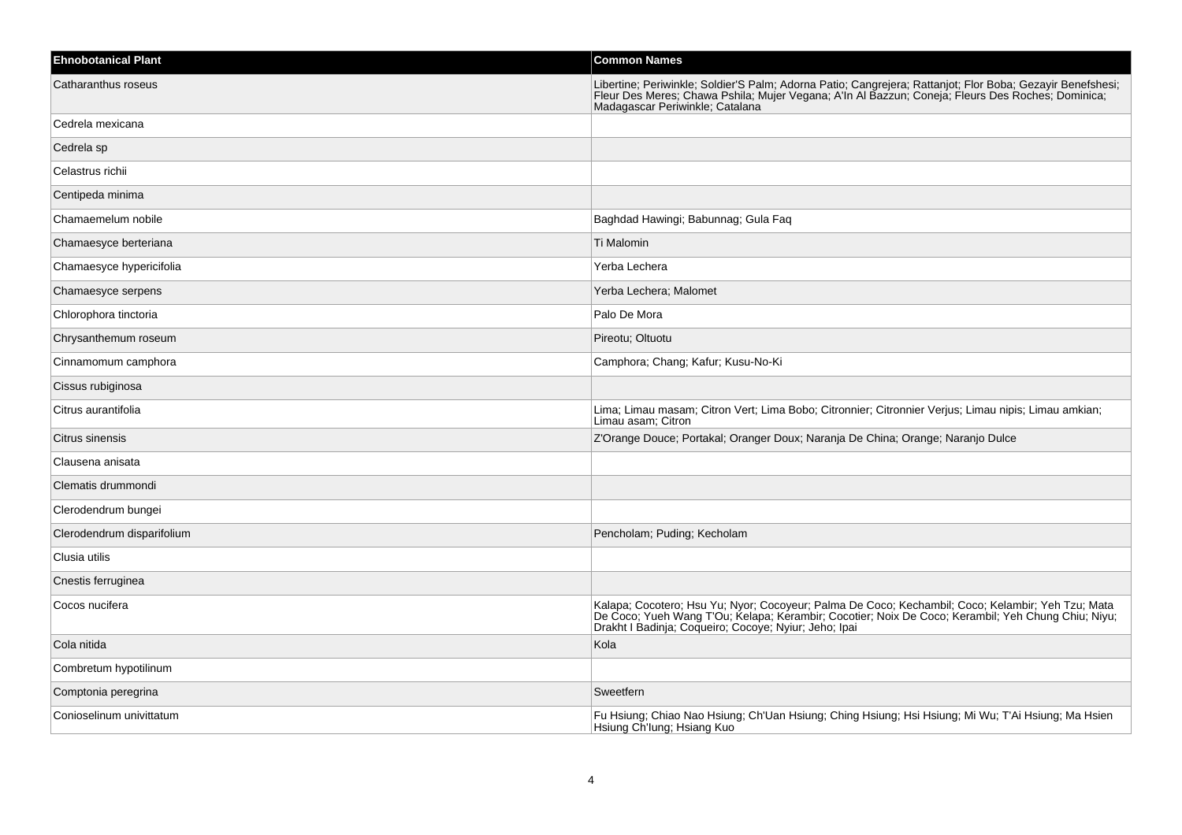| Ehnobotanical Plant | Common Names |
| --- | --- |
| Catharanthus roseus | Libertine; Periwinkle; Soldier'S Palm; Adorna Patio; Cangrejera; Rattanjot; Flor Boba; Gezayir Benefshesi; Fleur Des Meres; Chawa Pshila; Mujer Vegana; A'In Al Bazzun; Coneja; Fleurs Des Roches; Dominica; Madagascar Periwinkle; Catalana |
| Cedrela mexicana | |
| Cedrela sp | |
| Celastrus richii | |
| Centipeda minima | |
| Chamaemelum nobile | Baghdad Hawingi; Babunnag; Gula Faq |
| Chamaesyce berteriana | Ti Malomin |
| Chamaesyce hypericifolia | Yerba Lechera |
| Chamaesyce serpens | Yerba Lechera; Malomet |
| Chlorophora tinctoria | Palo De Mora |
| Chrysanthemum roseum | Pireotu; Oltuotu |
| Cinnamomum camphora | Camphora; Chang; Kafur; Kusu-No-Ki |
| Cissus rubiginosa | |
| Citrus aurantifolia | Lima; Limau masam; Citron Vert; Lima Bobo; Citronnier; Citronnier Verjus; Limau nipis; Limau amkian; Limau asam; Citron |
| Citrus sinensis | Z'Orange Douce; Portakal; Oranger Doux; Naranja De China; Orange; Naranjo Dulce |
| Clausena anisata | |
| Clematis drummondi | |
| Clerodendrum bungei | |
| Clerodendrum disparifolium | Pencholam; Puding; Kecholam |
| Clusia utilis | |
| Cnestis ferruginea | |
| Cocos nucifera | Kalapa; Cocotero; Hsu Yu; Nyor; Cocoyeur; Palma De Coco; Kechambil; Coco; Kelambir; Yeh Tzu; Mata De Coco; Yueh Wang T'Ou; Kelapa; Kerambir; Cocotier; Noix De Coco; Kerambil; Yeh Chung Chiu; Niyu; Drakht I Badinja; Coqueiro; Cocoye; Nyiur; Jeho; Ipai |
| Cola nitida | Kola |
| Combretum hypotilinum | |
| Comptonia peregrina | Sweetfern |
| Conioselinum univittatum | Fu Hsiung; Chiao Nao Hsiung; Ch'Uan Hsiung; Ching Hsiung; Hsi Hsiung; Mi Wu; T'Ai Hsiung; Ma Hsien Hsiung Ch'Iung; Hsiang Kuo |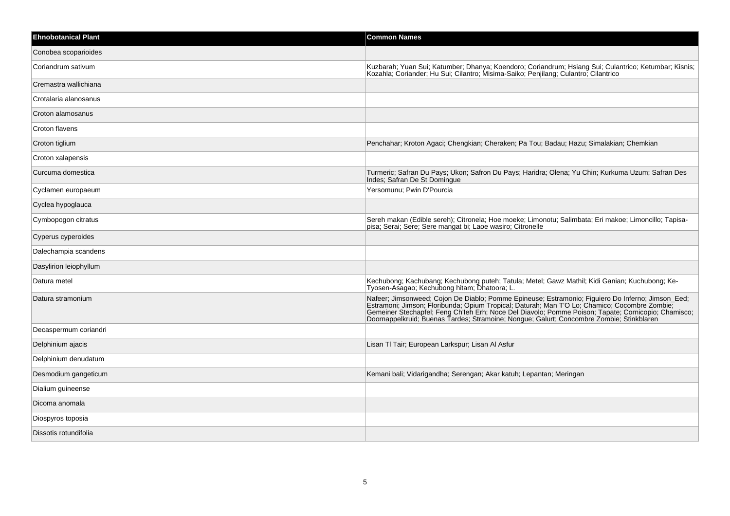| Ehnobotanical Plant | Common Names |
| --- | --- |
| Conobea scoparioides | |
| Coriandrum sativum | Kuzbarah; Yuan Sui; Katumber; Dhanya; Koendoro; Coriandrum; Hsiang Sui; Culantrico; Ketumbar; Kisnis; Kozahla; Coriander; Hu Sui; Cilantro; Misima-Saiko; Penjilang; Culantro; Cilantrico |
| Cremastra wallichiana | |
| Crotalaria alanosanus | |
| Croton alamosanus | |
| Croton flavens | |
| Croton tiglium | Penchahar; Kroton Agaci; Chengkian; Cheraken; Pa Tou; Badau; Hazu; Simalakian; Chemkian |
| Croton xalapensis | |
| Curcuma domestica | Turmeric; Safran Du Pays; Ukon; Safron Du Pays; Haridra; Olena; Yu Chin; Kurkuma Uzum; Safran Des Indes; Safran De St Domingue |
| Cyclamen europaeum | Yersomunu; Pwin D'Pourcia |
| Cyclea hypoglauca | |
| Cymbopogon citratus | Sereh makan (Edible sereh); Citronela; Hoe moeke; Limonotu; Salimbata; Eri makoe; Limoncillo; Tapisa-pisa; Serai; Sere; Sere mangat bi; Laoe wasiro; Citronelle |
| Cyperus cyperoides | |
| Dalechampia scandens | |
| Dasylirion leiophyllum | |
| Datura metel | Kechubong; Kachubang; Kechubong puteh; Tatula; Metel; Gawz Mathil; Kidi Ganian; Kuchubong; Ke-Tyosen-Asagao; Kechubong hitam; Dhatoora; L. |
| Datura stramonium | Nafeer; Jimsonweed; Cojon De Diablo; Pomme Epineuse; Estramonio; Figuiero Do Inferno; Jimson_Eed; Estramoni; Jimson; Floribunda; Opium Tropical; Daturah; Man T'O Lo; Chamico; Cocombre Zombie; Gemeiner Stechapfel; Feng Ch'Ieh Erh; Noce Del Diavolo; Pomme Poison; Tapate; Cornicopio; Chamisco; Doornappelkruid; Buenas Tardes; Stramoine; Nongue; Galurt; Concombre Zombie; Stinkblaren |
| Decaspermum coriandri | |
| Delphinium ajacis | Lisan Tl Tair; European Larkspur; Lisan Al Asfur |
| Delphinium denudatum | |
| Desmodium gangeticum | Kemani bali; Vidarigandha; Serengan; Akar katuh; Lepantan; Meringan |
| Dialium guineense | |
| Dicoma anomala | |
| Diospyros toposia | |
| Dissotis rotundifolia | |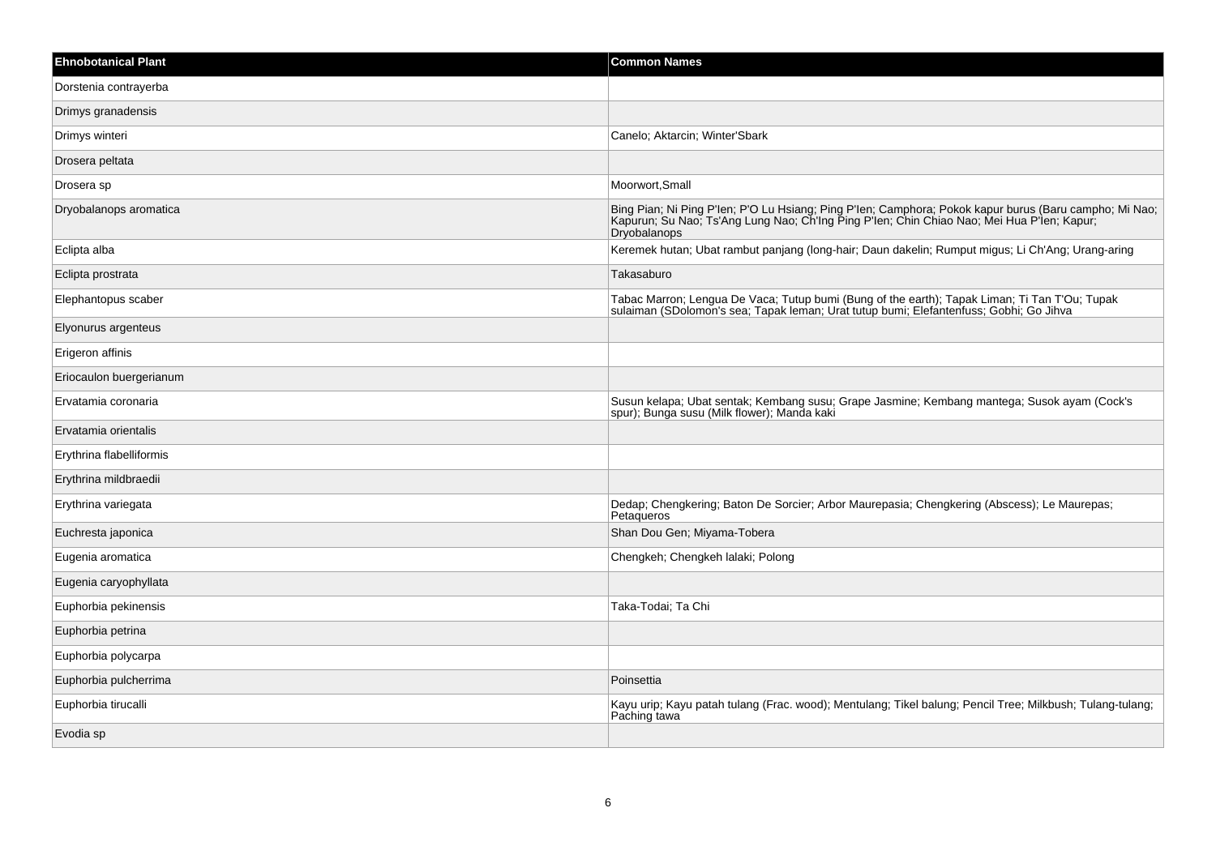| Ehnobotanical Plant | Common Names |
| --- | --- |
| Dorstenia contrayerba | |
| Drimys granadensis | |
| Drimys winteri | Canelo; Aktarcin; Winter'Sbark |
| Drosera peltata | |
| Drosera sp | Moorwort,Small |
| Dryobalanops aromatica | Bing Pian; Ni Ping P'Ien; P'O Lu Hsiang; Ping P'Ien; Camphora; Pokok kapur burus (Baru campho; Mi Nao; Kapurun; Su Nao; Ts'Ang Lung Nao; Ch'Ing Ping P'Ien; Chin Chiao Nao; Mei Hua P'Ien; Kapur; Dryobalanops |
| Eclipta alba | Keremek hutan; Ubat rambut panjang (long-hair; Daun dakelin; Rumput migus; Li Ch'Ang; Urang-aring |
| Eclipta prostrata | Takasaburo |
| Elephantopus scaber | Tabac Marron; Lengua De Vaca; Tutup bumi (Bung of the earth); Tapak Liman; Ti Tan T'Ou; Tupak sulaiman (SDolomon's sea; Tapak leman; Urat tutup bumi; Elefantenfuss; Gobhi; Go Jihva |
| Elyonurus argenteus | |
| Erigeron affinis | |
| Eriocaulon buergerianum | |
| Ervatamia coronaria | Susun kelapa; Ubat sentak; Kembang susu; Grape Jasmine; Kembang mantega; Susok ayam (Cock's spur); Bunga susu (Milk flower); Manda kaki |
| Ervatamia orientalis | |
| Erythrina flabelliformis | |
| Erythrina mildbraedii | |
| Erythrina variegata | Dedap; Chengkering; Baton De Sorcier; Arbor Maurepasia; Chengkering (Abscess); Le Maurepas; Petaqueros |
| Euchresta japonica | Shan Dou Gen; Miyama-Tobera |
| Eugenia aromatica | Chengkeh; Chengkeh lalaki; Polong |
| Eugenia caryophyllata | |
| Euphorbia pekinensis | Taka-Todai; Ta Chi |
| Euphorbia petrina | |
| Euphorbia polycarpa | |
| Euphorbia pulcherrima | Poinsettia |
| Euphorbia tirucalli | Kayu urip; Kayu patah tulang (Frac. wood); Mentulang; Tikel balung; Pencil Tree; Milkbush; Tulang-tulang; Paching tawa |
| Evodia sp | |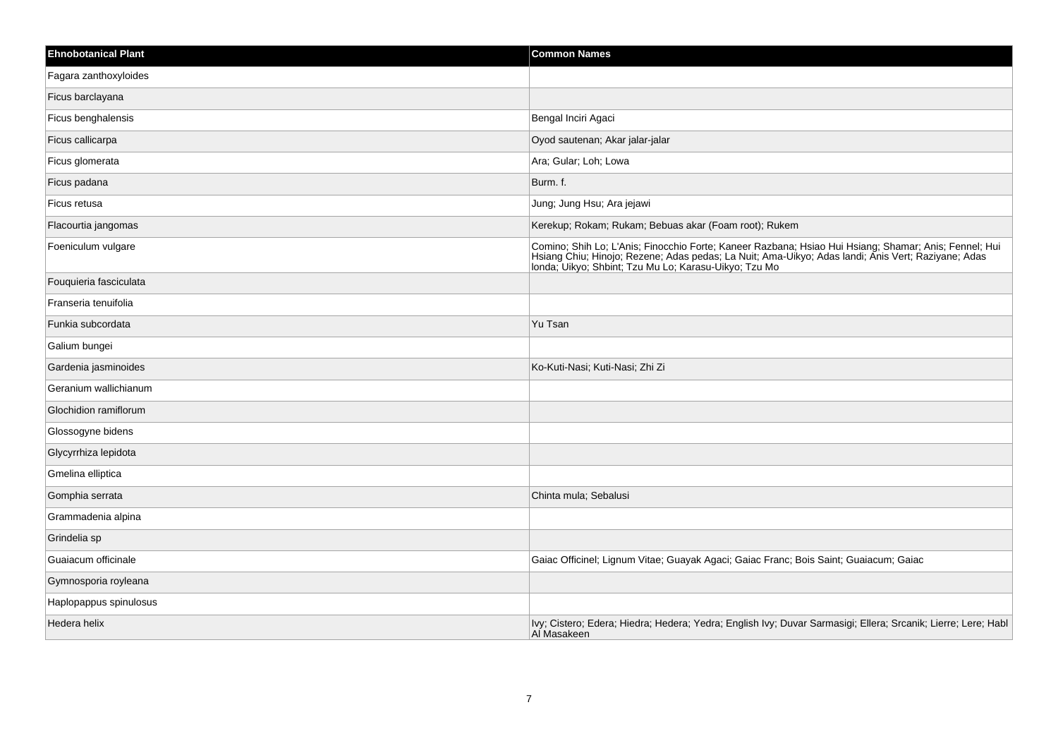| Ehnobotanical Plant | Common Names |
| --- | --- |
| Fagara zanthoxyloides | |
| Ficus barclayana | |
| Ficus benghalensis | Bengal Inciri Agaci |
| Ficus callicarpa | Oyod sautenan; Akar jalar-jalar |
| Ficus glomerata | Ara; Gular; Loh; Lowa |
| Ficus padana | Burm. f. |
| Ficus retusa | Jung; Jung Hsu; Ara jejawi |
| Flacourtia jangomas | Kerekup; Rokam; Rukam; Bebuas akar (Foam root); Rukem |
| Foeniculum vulgare | Comino; Shih Lo; L'Anis; Finocchio Forte; Kaneer Razbana; Hsiao Hui Hsiang; Shamar; Anis; Fennel; Hui Hsiang Chiu; Hinojo; Rezene; Adas pedas; La Nuit; Ama-Uikyo; Adas landi; Anis Vert; Raziyane; Adas londa; Uikyo; Shbint; Tzu Mu Lo; Karasu-Uikyo; Tzu Mo |
| Fouquieria fasciculata | |
| Franseria tenuifolia | |
| Funkia subcordata | Yu Tsan |
| Galium bungei | |
| Gardenia jasminoides | Ko-Kuti-Nasi; Kuti-Nasi; Zhi Zi |
| Geranium wallichianum | |
| Glochidion ramiflorum | |
| Glossogyne bidens | |
| Glycyrrhiza lepidota | |
| Gmelina elliptica | |
| Gomphia serrata | Chinta mula; Sebalusi |
| Grammadenia alpina | |
| Grindelia sp | |
| Guaiacum officinale | Gaiac Officinel; Lignum Vitae; Guayak Agaci; Gaiac Franc; Bois Saint; Guaiacum; Gaiac |
| Gymnosporia royleana | |
| Haplopappus spinulosus | |
| Hedera helix | Ivy; Cistero; Edera; Hiedra; Hedera; Yedra; English Ivy; Duvar Sarmasigi; Ellera; Srcanik; Lierre; Lere; Habl Al Masakeen |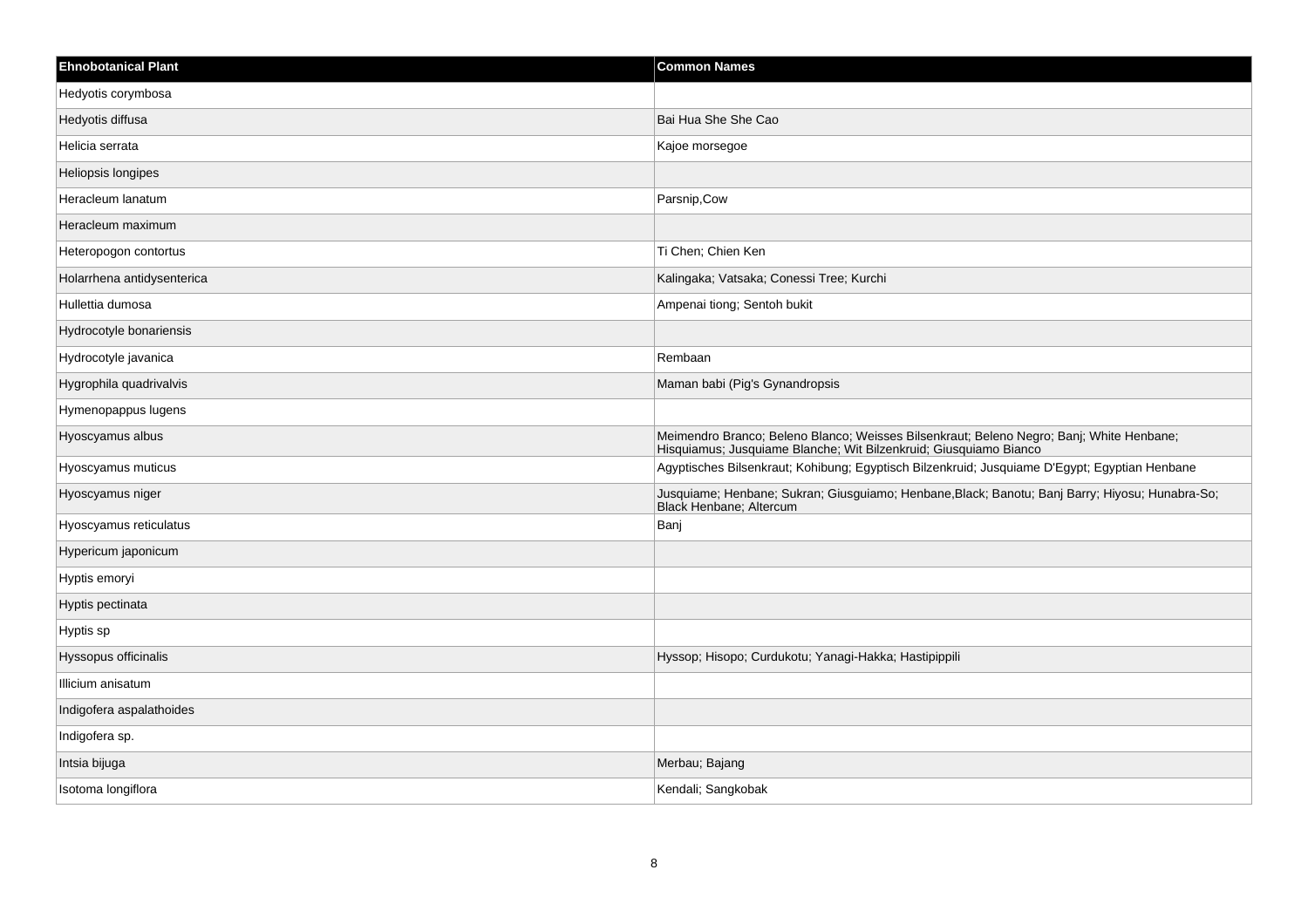| Ehnobotanical Plant | Common Names |
| --- | --- |
| Hedyotis corymbosa | |
| Hedyotis diffusa | Bai Hua She She Cao |
| Helicia serrata | Kajoe morsegoe |
| Heliopsis longipes | |
| Heracleum lanatum | Parsnip,Cow |
| Heracleum maximum | |
| Heteropogon contortus | Ti Chen; Chien Ken |
| Holarrhena antidysenterica | Kalingaka; Vatsaka; Conessi Tree; Kurchi |
| Hullettia dumosa | Ampenai tiong; Sentoh bukit |
| Hydrocotyle bonariensis | |
| Hydrocotyle javanica | Rembaan |
| Hygrophila quadrivalvis | Maman babi (Pig's Gynandropsis |
| Hymenopappus lugens | |
| Hyoscyamus albus | Meimendro Branco; Beleno Blanco; Weisses Bilsenkraut; Beleno Negro; Banj; White Henbane; Hisquiamus; Jusquiame Blanche; Wit Bilzenkruid; Giusquiamo Bianco |
| Hyoscyamus muticus | Agyptisches Bilsenkraut; Kohibung; Egyptisch Bilzenkruid; Jusquiame D'Egypt; Egyptian Henbane |
| Hyoscyamus niger | Jusquiame; Henbane; Sukran; Giusguiamo; Henbane,Black; Banotu; Banj Barry; Hiyosu; Hunabra-So; Black Henbane; Altercum |
| Hyoscyamus reticulatus | Banj |
| Hypericum japonicum | |
| Hyptis emoryi | |
| Hyptis pectinata | |
| Hyptis sp | |
| Hyssopus officinalis | Hyssop; Hisopo; Curdukotu; Yanagi-Hakka; Hastipippili |
| Illicium anisatum | |
| Indigofera aspalathoides | |
| Indigofera sp. | |
| Intsia bijuga | Merbau; Bajang |
| Isotoma longiflora | Kendali; Sangkobak |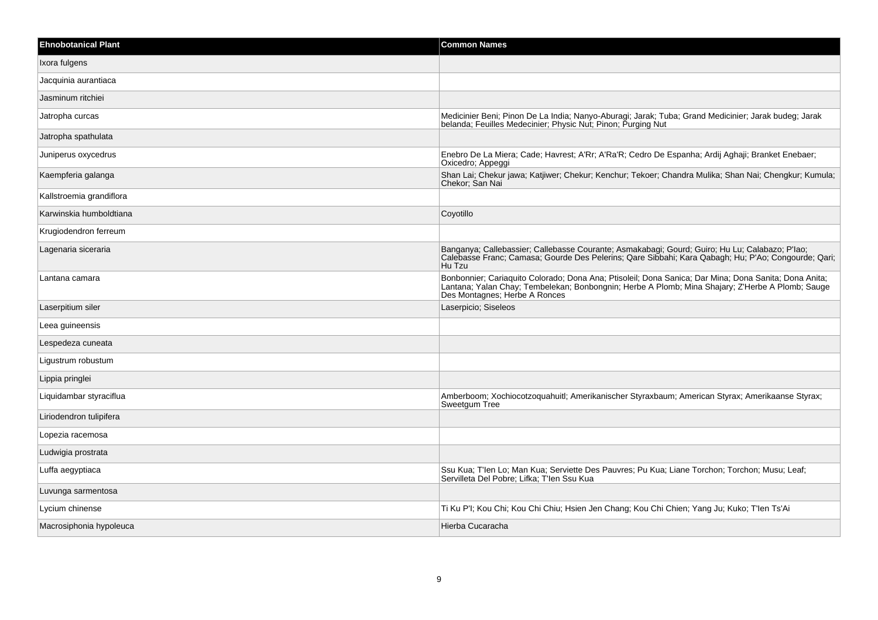| Ehnobotanical Plant | Common Names |
| --- | --- |
| Ixora fulgens | |
| Jacquinia aurantiaca | |
| Jasminum ritchiei | |
| Jatropha curcas | Medicinier Beni; Pinon De La India; Nanyo-Aburagi; Jarak; Tuba; Grand Medicinier; Jarak budeg; Jarak belanda; Feuilles Medecinier; Physic Nut; Pinon; Purging Nut |
| Jatropha spathulata | |
| Juniperus oxycedrus | Enebro De La Miera; Cade; Havrest; A'Rr; A'Ra'R; Cedro De Espanha; Ardij Aghaji; Branket Enebaer; Oxicedro; Appeggi |
| Kaempferia galanga | Shan Lai; Chekur jawa; Katjiwer; Chekur; Kenchur; Tekoer; Chandra Mulika; Shan Nai; Chengkur; Kumula; Chekor; San Nai |
| Kallstroemia grandiflora | |
| Karwinskia humboldtiana | Coyotillo |
| Krugiodendron ferreum | |
| Lagenaria siceraria | Banganya; Callebassier; Callebasse Courante; Asmakabagi; Gourd; Guiro; Hu Lu; Calabazo; P'Iao; Calebasse Franc; Camasa; Gourde Des Pelerins; Qare Sibbahi; Kara Qabagh; Hu; P'Ao; Congourde; Qari; Hu Tzu |
| Lantana camara | Bonbonnier; Cariaquito Colorado; Dona Ana; Ptisoleil; Dona Sanica; Dar Mina; Dona Sanita; Dona Anita; Lantana; Yalan Chay; Tembelekan; Bonbongnin; Herbe A Plomb; Mina Shajary; Z'Herbe A Plomb; Sauge Des Montagnes; Herbe A Ronces |
| Laserpitium siler | Laserpicio; Siseleos |
| Leea guineensis | |
| Lespedeza cuneata | |
| Ligustrum robustum | |
| Lippia pringlei | |
| Liquidambar styraciflua | Amberboom; Xochiocotzoquahuitl; Amerikanischer Styraxbaum; American Styrax; Amerikaanse Styrax; Sweetgum Tree |
| Liriodendron tulipifera | |
| Lopezia racemosa | |
| Ludwigia prostrata | |
| Luffa aegyptiaca | Ssu Kua; T'Ien Lo; Man Kua; Serviette Des Pauvres; Pu Kua; Liane Torchon; Torchon; Musu; Leaf; Servilleta Del Pobre; Lifka; T'Ien Ssu Kua |
| Luvunga sarmentosa | |
| Lycium chinense | Ti Ku P'I; Kou Chi; Kou Chi Chiu; Hsien Jen Chang; Kou Chi Chien; Yang Ju; Kuko; T'Ien Ts'Ai |
| Macrosiphonia hypoleuca | Hierba Cucaracha |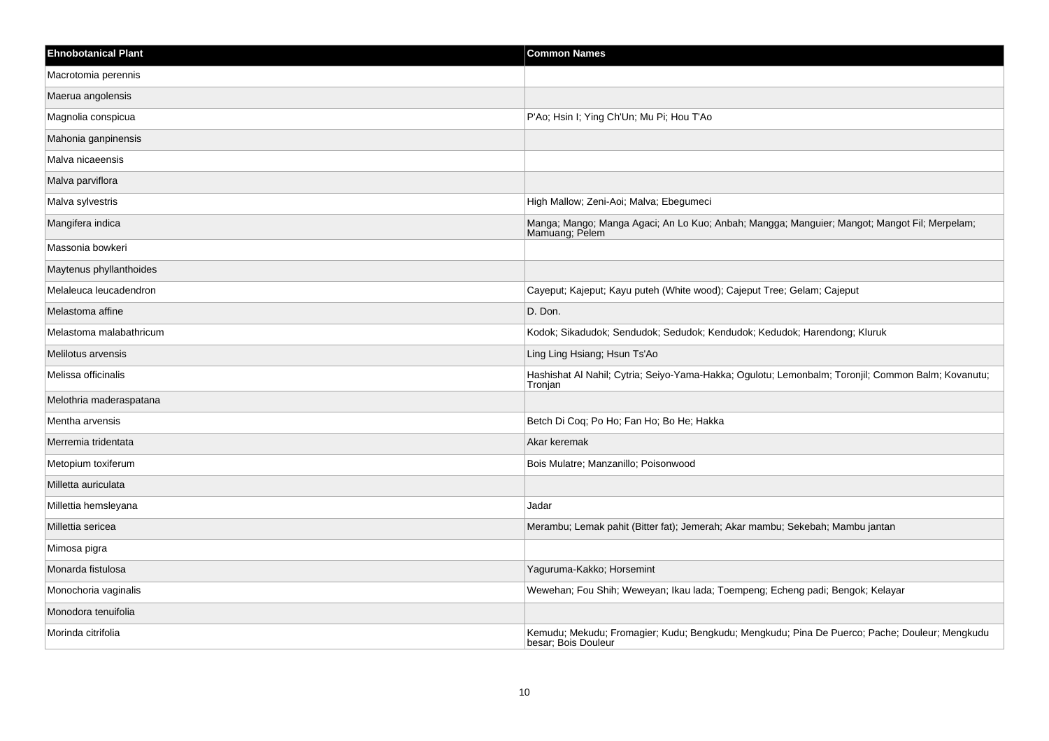| Ehnobotanical Plant | Common Names |
| --- | --- |
| Macrotomia perennis | |
| Maerua angolensis | |
| Magnolia conspicua | P'Ao; Hsin I; Ying Ch'Un; Mu Pi; Hou T'Ao |
| Mahonia ganpinensis | |
| Malva nicaeensis | |
| Malva parviflora | |
| Malva sylvestris | High Mallow; Zeni-Aoi; Malva; Ebegumeci |
| Mangifera indica | Manga; Mango; Manga Agaci; An Lo Kuo; Anbah; Mangga; Manguier; Mangot; Mangot Fil; Merpelam; Mamuang; Pelem |
| Massonia bowkeri | |
| Maytenus phyllanthoides | |
| Melaleuca leucadendron | Cayeput; Kajeput; Kayu puteh (White wood); Cajeput Tree; Gelam; Cajeput |
| Melastoma affine | D. Don. |
| Melastoma malabathricum | Kodok; Sikadudok; Sendudok; Sedudok; Kendudok; Kedudok; Harendong; Kluruk |
| Melilotus arvensis | Ling Ling Hsiang; Hsun Ts'Ao |
| Melissa officinalis | Hashishat Al Nahil; Cytria; Seiyo-Yama-Hakka; Ogulotu; Lemonbalm; Toronjil; Common Balm; Kovanutu; Tronjan |
| Melothria maderaspatana | |
| Mentha arvensis | Betch Di Coq; Po Ho; Fan Ho; Bo He; Hakka |
| Merremia tridentata | Akar keremak |
| Metopium toxiferum | Bois Mulatre; Manzanillo; Poisonwood |
| Milletta auriculata | |
| Millettia hemsleyana | Jadar |
| Millettia sericea | Merambu; Lemak pahit (Bitter fat); Jemerah; Akar mambu; Sekebah; Mambu jantan |
| Mimosa pigra | |
| Monarda fistulosa | Yaguruma-Kakko; Horsemint |
| Monochoria vaginalis | Wewehan; Fou Shih; Weweyan; Ikau lada; Toempeng; Echeng padi; Bengok; Kelayar |
| Monodora tenuifolia | |
| Morinda citrifolia | Kemudu; Mekudu; Fromagier; Kudu; Bengkudu; Mengkudu; Pina De Puerco; Pache; Douleur; Mengkudu besar; Bois Douleur |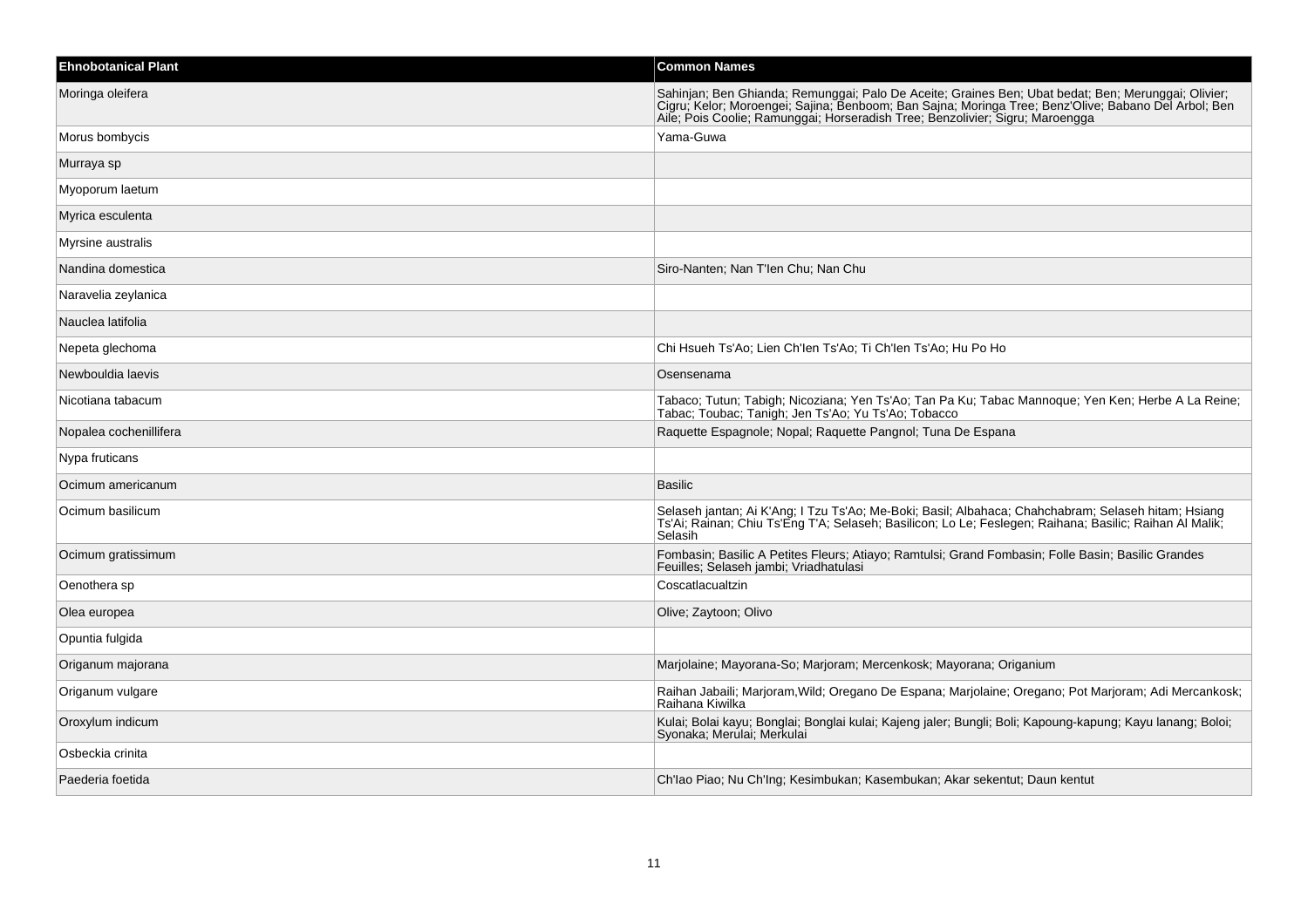| Ehnobotanical Plant | Common Names |
| --- | --- |
| Moringa oleifera | Sahinjan; Ben Ghianda; Remunggai; Palo De Aceite; Graines Ben; Ubat bedat; Ben; Merunggai; Olivier; Cigru; Kelor; Moroengei; Sajina; Benboom; Ban Sajna; Moringa Tree; Benz'Olive; Babano Del Arbol; Ben Aile; Pois Coolie; Ramunggai; Horseradish Tree; Benzolivier; Sigru; Maroengga |
| Morus bombycis | Yama-Guwa |
| Murraya sp | |
| Myoporum laetum | |
| Myrica esculenta | |
| Myrsine australis | |
| Nandina domestica | Siro-Nanten; Nan T'Ien Chu; Nan Chu |
| Naravelia zeylanica | |
| Nauclea latifolia | |
| Nepeta glechoma | Chi Hsueh Ts'Ao; Lien Ch'Ien Ts'Ao; Ti Ch'Ien Ts'Ao; Hu Po Ho |
| Newbouldia laevis | Osensenama |
| Nicotiana tabacum | Tabaco; Tutun; Tabigh; Nicoziana; Yen Ts'Ao; Tan Pa Ku; Tabac Mannoque; Yen Ken; Herbe A La Reine; Tabac; Toubac; Tanigh; Jen Ts'Ao; Yu Ts'Ao; Tobacco |
| Nopalea cochenillifera | Raquette Espagnole; Nopal; Raquette Pangnol; Tuna De Espana |
| Nypa fruticans | |
| Ocimum americanum | Basilic |
| Ocimum basilicum | Selaseh jantan; Ai K'Ang; I Tzu Ts'Ao; Me-Boki; Basil; Albahaca; Chahchabram; Selaseh hitam; Hsiang Ts'Ai; Rainan; Chiu Ts'Eng T'A; Selaseh; Basilicon; Lo Le; Feslegen; Raihana; Basilic; Raihan Al Malik; Selasih |
| Ocimum gratissimum | Fombasin; Basilic A Petites Fleurs; Atiayo; Ramtulsi; Grand Fombasin; Folle Basin; Basilic Grandes Feuilles; Selaseh jambi; Vriadhatulasi |
| Oenothera sp | Coscatlacualtzin |
| Olea europea | Olive; Zaytoon; Olivo |
| Opuntia fulgida | |
| Origanum majorana | Marjolaine; Mayorana-So; Marjoram; Mercenkosk; Mayorana; Origanium |
| Origanum vulgare | Raihan Jabaili; Marjoram,Wild; Oregano De Espana; Marjolaine; Oregano; Pot Marjoram; Adi Mercankosk; Raihana Kiwilka |
| Oroxylum indicum | Kulai; Bolai kayu; Bonglai; Bonglai kulai; Kajeng jaler; Bungli; Boli; Kapoung-kapung; Kayu lanang; Boloi; Syonaka; Merulai; Merkulai |
| Osbeckia crinita | |
| Paederia foetida | Ch'Iao Piao; Nu Ch'Ing; Kesimbukan; Kasembukan; Akar sekentut; Daun kentut |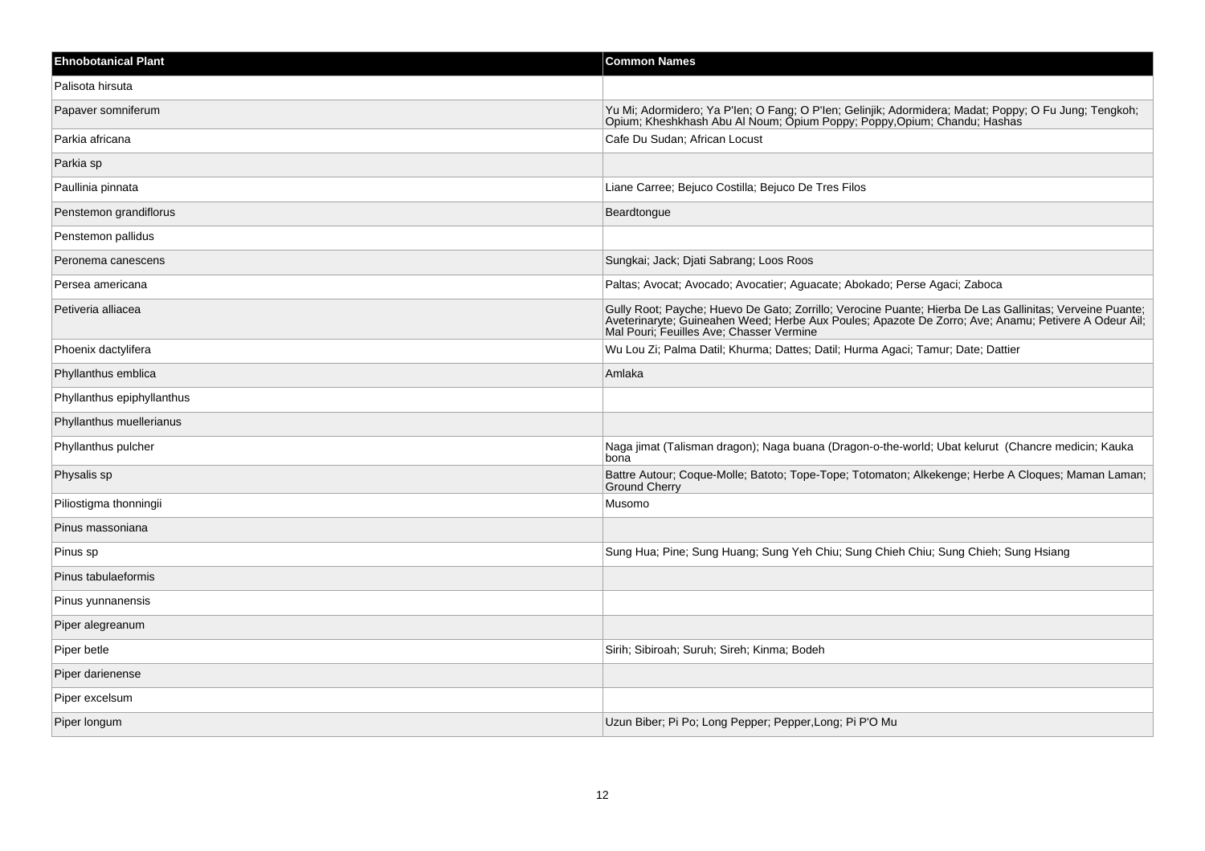| Ehnobotanical Plant | Common Names |
|---|---|
| Palisota hirsuta | |
| Papaver somniferum | Yu Mi; Adormidero; Ya P'Ien; O Fang; O P'Ien; Gelinjik; Adormidera; Madat; Poppy; O Fu Jung; Tengkoh; Opium; Kheshkhash Abu Al Noum; Opium Poppy; Poppy,Opium; Chandu; Hashas |
| Parkia africana | Cafe Du Sudan; African Locust |
| Parkia sp | |
| Paullinia pinnata | Liane Carree; Bejuco Costilla; Bejuco De Tres Filos |
| Penstemon grandiflorus | Beardtongue |
| Penstemon pallidus | |
| Peronema canescens | Sungkai; Jack; Djati Sabrang; Loos Roos |
| Persea americana | Paltas; Avocat; Avocado; Avocatier; Aguacate; Abokado; Perse Agaci; Zaboca |
| Petiveria alliacea | Gully Root; Payche; Huevo De Gato; Zorrillo; Verocine Puante; Hierba De Las Gallinitas; Verveine Puante; Aveterinaryte; Guineahen Weed; Herbe Aux Poules; Apazote De Zorro; Ave; Anamu; Petivere A Odeur Ail; Mal Pouri; Feuilles Ave; Chasser Vermine |
| Phoenix dactylifera | Wu Lou Zi; Palma Datil; Khurma; Dattes; Datil; Hurma Agaci; Tamur; Date; Dattier |
| Phyllanthus emblica | Amlaka |
| Phyllanthus epiphyllanthus | |
| Phyllanthus muellerianus | |
| Phyllanthus pulcher | Naga jimat (Talisman dragon); Naga buana (Dragon-o-the-world; Ubat kelurut (Chancre medicin; Kauka bona |
| Physalis sp | Battre Autour; Coque-Molle; Batoto; Tope-Tope; Totomaton; Alkekenge; Herbe A Cloques; Maman Laman; Ground Cherry |
| Piliostigma thonningii | Musomo |
| Pinus massoniana | |
| Pinus sp | Sung Hua; Pine; Sung Huang; Sung Yeh Chiu; Sung Chieh Chiu; Sung Chieh; Sung Hsiang |
| Pinus tabulaeformis | |
| Pinus yunnanensis | |
| Piper alegreanum | |
| Piper betle | Sirih; Sibiroah; Suruh; Sireh; Kinma; Bodeh |
| Piper darienense | |
| Piper excelsum | |
| Piper longum | Uzun Biber; Pi Po; Long Pepper; Pepper,Long; Pi P'O Mu |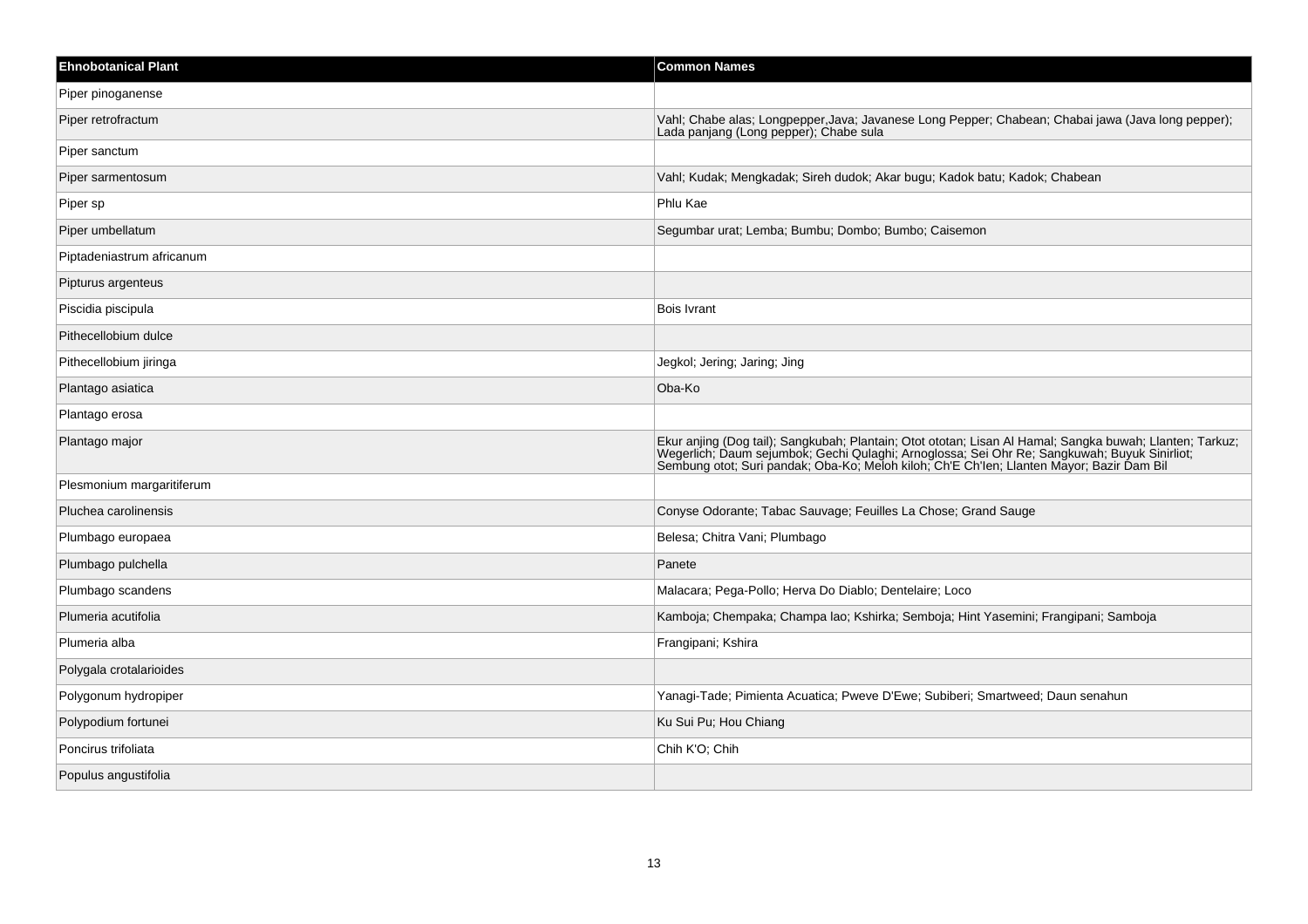| Ehnobotanical Plant | Common Names |
| --- | --- |
| Piper pinoganense | |
| Piper retrofractum | Vahl; Chabe alas; Longpepper,Java; Javanese Long Pepper; Chabean; Chabai jawa (Java long pepper); Lada panjang (Long pepper); Chabe sula |
| Piper sanctum | |
| Piper sarmentosum | Vahl; Kudak; Mengkadak; Sireh dudok; Akar bugu; Kadok batu; Kadok; Chabean |
| Piper sp | Phlu Kae |
| Piper umbellatum | Segumbar urat; Lemba; Bumbu; Dombo; Bumbo; Caisemon |
| Piptadeniastrum africanum | |
| Pipturus argenteus | |
| Piscidia piscipula | Bois Ivrant |
| Pithecellobium dulce | |
| Pithecellobium jiringa | Jegkol; Jering; Jaring; Jing |
| Plantago asiatica | Oba-Ko |
| Plantago erosa | |
| Plantago major | Ekur anjing (Dog tail); Sangkubah; Plantain; Otot ototan; Lisan Al Hamal; Sangka buwah; Llanten; Tarkuz; Wegerlich; Daum sejumbok; Gechi Qulaghi; Arnoglossa; Sei Ohr Re; Sangkuwah; Buyuk Sinirliot; Sembung otot; Suri pandak; Oba-Ko; Meloh kiloh; Ch'E Ch'Ien; Llanten Mayor; Bazir Dam Bil |
| Plesmonium margaritiferum | |
| Pluchea carolinensis | Conyse Odorante; Tabac Sauvage; Feuilles La Chose; Grand Sauge |
| Plumbago europaea | Belesa; Chitra Vani; Plumbago |
| Plumbago pulchella | Panete |
| Plumbago scandens | Malacara; Pega-Pollo; Herva Do Diablo; Dentelaire; Loco |
| Plumeria acutifolia | Kamboja; Chempaka; Champa lao; Kshirka; Semboja; Hint Yasemini; Frangipani; Samboja |
| Plumeria alba | Frangipani; Kshira |
| Polygala crotalarioides | |
| Polygonum hydropiper | Yanagi-Tade; Pimienta Acuatica; Pweve D'Ewe; Subiberi; Smartweed; Daun senahun |
| Polypodium fortunei | Ku Sui Pu; Hou Chiang |
| Poncirus trifoliata | Chih K'O; Chih |
| Populus angustifolia | |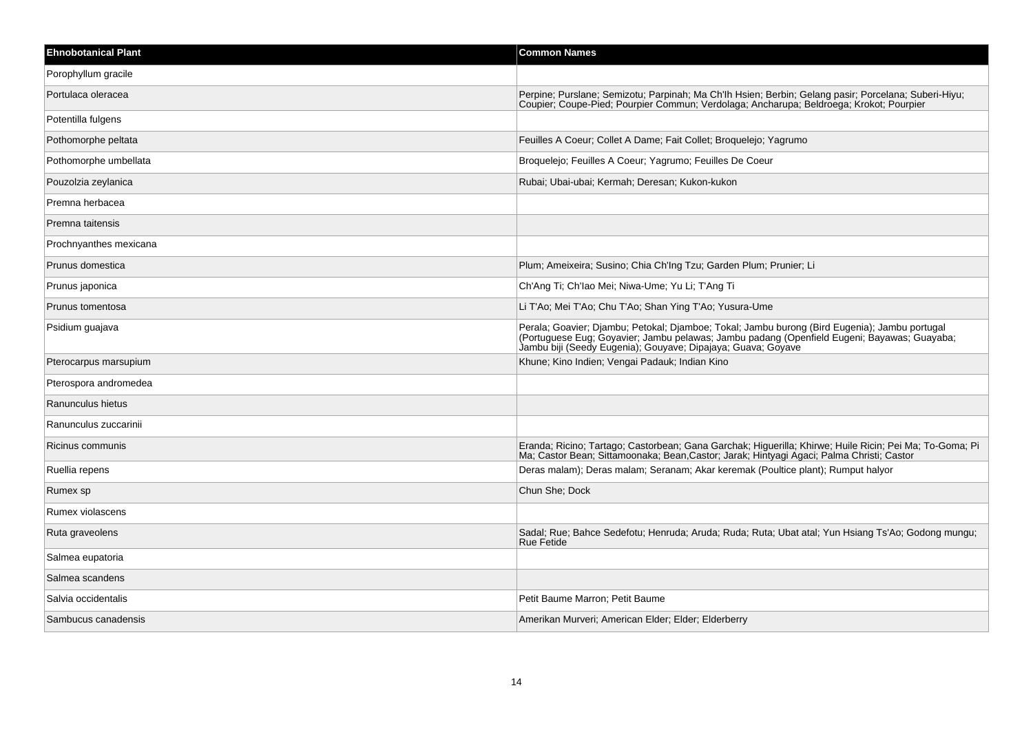| Ehnobotanical Plant | Common Names |
| --- | --- |
| Porophyllum gracile | |
| Portulaca oleracea | Perpine; Purslane; Semizotu; Parpinah; Ma Ch'Ih Hsien; Berbin; Gelang pasir; Porcelana; Suberi-Hiyu; Coupier; Coupe-Pied; Pourpier Commun; Verdolaga; Ancharupa; Beldroega; Krokot; Pourpier |
| Potentilla fulgens | |
| Pothomorphe peltata | Feuilles A Coeur; Collet A Dame; Fait Collet; Broquelejo; Yagrumo |
| Pothomorphe umbellata | Broquelejo; Feuilles A Coeur; Yagrumo; Feuilles De Coeur |
| Pouzolzia zeylanica | Rubai; Ubai-ubai; Kermah; Deresan; Kukon-kukon |
| Premna herbacea | |
| Premna taitensis | |
| Prochnyanthes mexicana | |
| Prunus domestica | Plum; Ameixeira; Susino; Chia Ch'Ing Tzu; Garden Plum; Prunier; Li |
| Prunus japonica | Ch'Ang Ti; Ch'Iao Mei; Niwa-Ume; Yu Li; T'Ang Ti |
| Prunus tomentosa | Li T'Ao; Mei T'Ao; Chu T'Ao; Shan Ying T'Ao; Yusura-Ume |
| Psidium guajava | Perala; Goavier; Djambu; Petokal; Djamboe; Tokal; Jambu burong (Bird Eugenia); Jambu portugal (Portuguese Eug; Goyavier; Jambu pelawas; Jambu padang (Openfield Eugeni; Bayawas; Guayaba; Jambu biji (Seedy Eugenia); Gouyave; Dipajaya; Guava; Goyave |
| Pterocarpus marsupium | Khune; Kino Indien; Vengai Padauk; Indian Kino |
| Pterospora andromedea | |
| Ranunculus hietus | |
| Ranunculus zuccarinii | |
| Ricinus communis | Eranda; Ricino; Tartago; Castorbean; Gana Garchak; Higuerilla; Khirwe; Huile Ricin; Pei Ma; To-Goma; Pi Ma; Castor Bean; Sittamoonaka; Bean,Castor; Jarak; Hintyagi Agaci; Palma Christi; Castor |
| Ruellia repens | Deras malam); Deras malam; Seranam; Akar keremak (Poultice plant); Rumput halyor |
| Rumex sp | Chun She; Dock |
| Rumex violascens | |
| Ruta graveolens | Sadal; Rue; Bahce Sedefotu; Henruda; Aruda; Ruda; Ruta; Ubat atal; Yun Hsiang Ts'Ao; Godong mungu; Rue Fetide |
| Salmea eupatoria | |
| Salmea scandens | |
| Salvia occidentalis | Petit Baume Marron; Petit Baume |
| Sambucus canadensis | Amerikan Murveri; American Elder; Elder; Elderberry |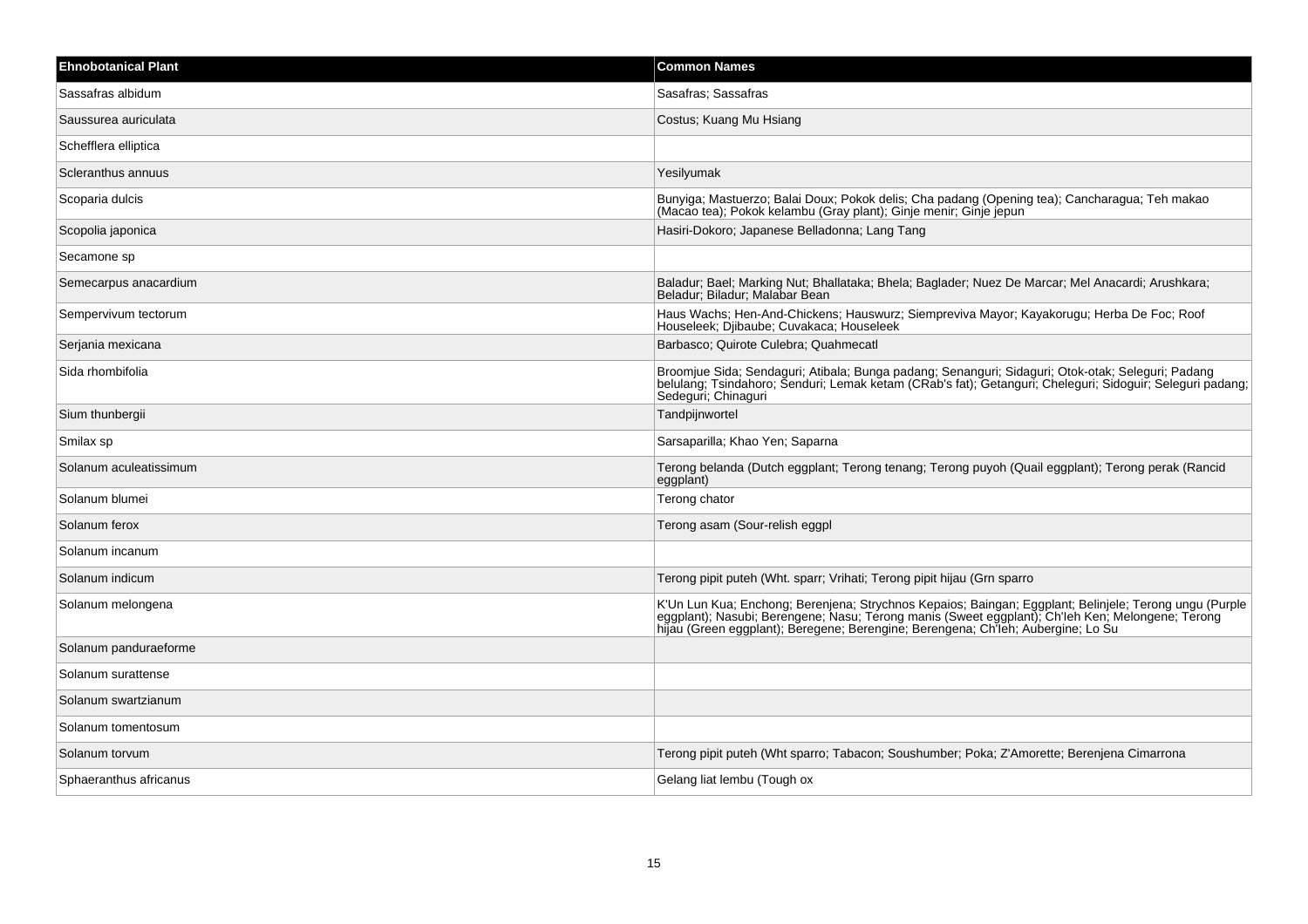| Ehnobotanical Plant | Common Names |
| --- | --- |
| Sassafras albidum | Sasafras; Sassafras |
| Saussurea auriculata | Costus; Kuang Mu Hsiang |
| Schefflera elliptica | |
| Scleranthus annuus | Yesilyumak |
| Scoparia dulcis | Bunyiga; Mastuerzo; Balai Doux; Pokok delis; Cha padang (Opening tea); Cancharagua; Teh makao (Macao tea); Pokok kelambu (Gray plant); Ginje menir; Ginje jepun |
| Scopolia japonica | Hasiri-Dokoro; Japanese Belladonna; Lang Tang |
| Secamone sp | |
| Semecarpus anacardium | Baladur; Bael; Marking Nut; Bhallataka; Bhela; Baglader; Nuez De Marcar; Mel Anacardi; Arushkara; Beladur; Biladur; Malabar Bean |
| Sempervivum tectorum | Haus Wachs; Hen-And-Chickens; Hauswurz; Siempreviva Mayor; Kayakorugu; Herba De Foc; Roof Houseleek; Djibaube; Cuvakaca; Houseleek |
| Serjania mexicana | Barbasco; Quirote Culebra; Quahmecatl |
| Sida rhombifolia | Broomjue Sida; Sendaguri; Atibala; Bunga padang; Senanguri; Sidaguri; Otok-otak; Seleguri; Padang belulang; Tsindahoro; Senduri; Lemak ketam (CRab's fat); Getanguri; Cheleguri; Sidoguir; Seleguri padang; Sedeguri; Chinaguri |
| Sium thunbergii | Tandpijnwortel |
| Smilax sp | Sarsaparilla; Khao Yen; Saparna |
| Solanum aculeatissimum | Terong belanda (Dutch eggplant; Terong tenang; Terong puyoh (Quail eggplant); Terong perak (Rancid eggplant) |
| Solanum blumei | Terong chator |
| Solanum ferox | Terong asam (Sour-relish eggpl |
| Solanum incanum | |
| Solanum indicum | Terong pipit puteh (Wht. sparr; Vrihati; Terong pipit hijau (Grn sparro |
| Solanum melongena | K'Un Lun Kua; Enchong; Berenjena; Strychnos Kepaios; Baingan; Eggplant; Belinjele; Terong ungu (Purple eggplant); Nasubi; Berengene; Nasu; Terong manis (Sweet eggplant); Ch'Ieh Ken; Melongene; Terong hijau (Green eggplant); Beregene; Berengine; Berengena; Ch'Ieh; Aubergine; Lo Su |
| Solanum panduraeforme | |
| Solanum surattense | |
| Solanum swartzianum | |
| Solanum tomentosum | |
| Solanum torvum | Terong pipit puteh (Wht sparro; Tabacon; Soushumber; Poka; Z'Amorette; Berenjena Cimarrona |
| Sphaeranthus africanus | Gelang liat lembu (Tough ox |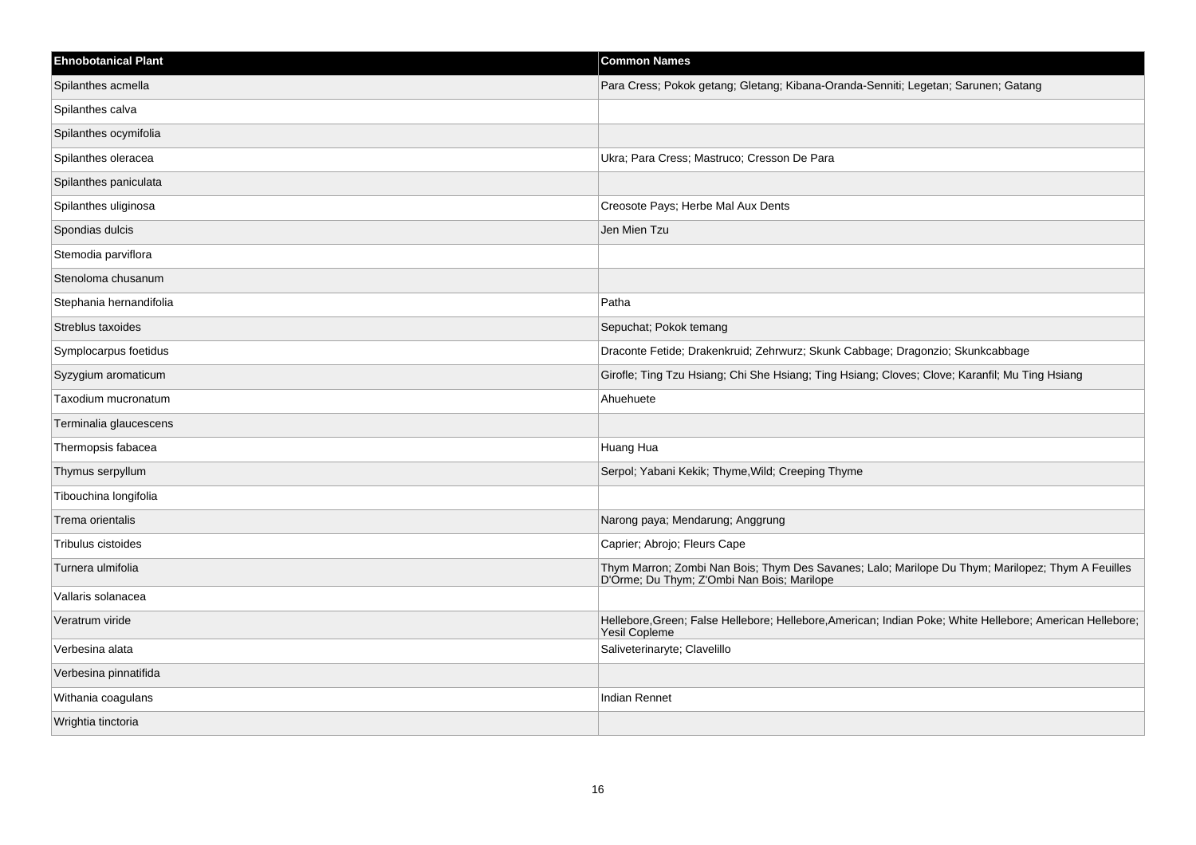| Ehnobotanical Plant | Common Names |
| --- | --- |
| Spilanthes acmella | Para Cress; Pokok getang; Gletang; Kibana-Oranda-Senniti; Legetan; Sarunen; Gatang |
| Spilanthes calva | |
| Spilanthes ocymifolia | |
| Spilanthes oleracea | Ukra; Para Cress; Mastruco; Cresson De Para |
| Spilanthes paniculata | |
| Spilanthes uliginosa | Creosote Pays; Herbe Mal Aux Dents |
| Spondias dulcis | Jen Mien Tzu |
| Stemodia parviflora | |
| Stenoloma chusanum | |
| Stephania hernandifolia | Patha |
| Streblus taxoides | Sepuchat; Pokok temang |
| Symplocarpus foetidus | Draconte Fetide; Drakenkruid; Zehrwurz; Skunk Cabbage; Dragonzio; Skunkcabbage |
| Syzygium aromaticum | Girofle; Ting Tzu Hsiang; Chi She Hsiang; Ting Hsiang; Cloves; Clove; Karanfil; Mu Ting Hsiang |
| Taxodium mucronatum | Ahuehuete |
| Terminalia glaucescens | |
| Thermopsis fabacea | Huang Hua |
| Thymus serpyllum | Serpol; Yabani Kekik; Thyme,Wild; Creeping Thyme |
| Tibouchina longifolia | |
| Trema orientalis | Narong paya; Mendarung; Anggrung |
| Tribulus cistoides | Caprier; Abrojo; Fleurs Cape |
| Turnera ulmifolia | Thym Marron; Zombi Nan Bois; Thym Des Savanes; Lalo; Marilope Du Thym; Marilopez; Thym A Feuilles D'Orme; Du Thym; Z'Ombi Nan Bois; Marilope |
| Vallaris solanacea | |
| Veratrum viride | Hellebore,Green; False Hellebore; Hellebore,American; Indian Poke; White Hellebore; American Hellebore; Yesil Copleme |
| Verbesina alata | Saliveterinaryte; Clavelillo |
| Verbesina pinnatifida | |
| Withania coagulans | Indian Rennet |
| Wrightia tinctoria | |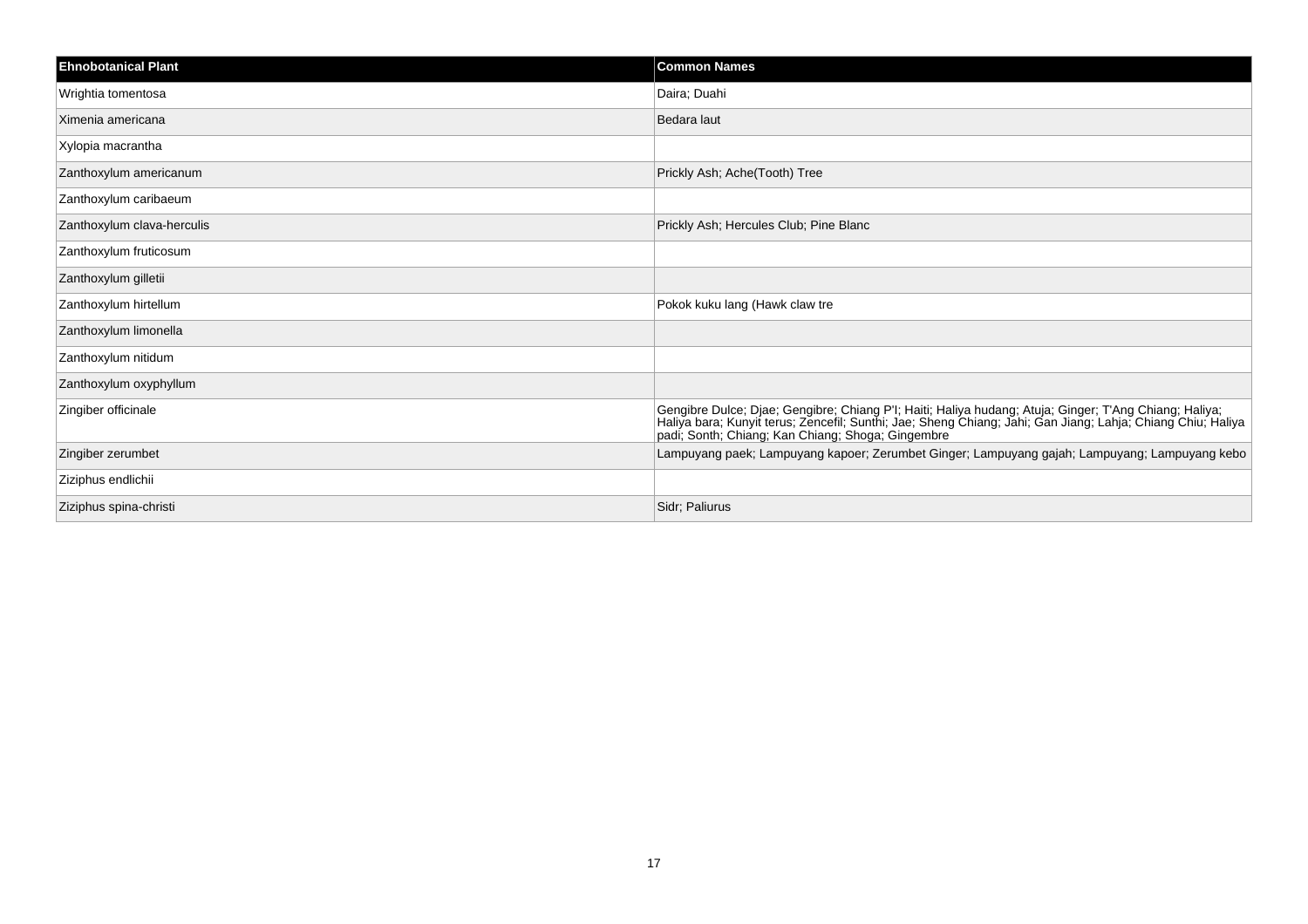| Ehnobotanical Plant | Common Names |
| --- | --- |
| Wrightia tomentosa | Daira; Duahi |
| Ximenia americana | Bedara laut |
| Xylopia macrantha | |
| Zanthoxylum americanum | Prickly Ash; Ache(Tooth) Tree |
| Zanthoxylum caribaeum | |
| Zanthoxylum clava-herculis | Prickly Ash; Hercules Club; Pine Blanc |
| Zanthoxylum fruticosum | |
| Zanthoxylum gilletii | |
| Zanthoxylum hirtellum | Pokok kuku lang (Hawk claw tre |
| Zanthoxylum limonella | |
| Zanthoxylum nitidum | |
| Zanthoxylum oxyphyllum | |
| Zingiber officinale | Gengibre Dulce; Djae; Gengibre; Chiang P'I; Haiti; Haliya hudang; Atuja; Ginger; T'Ang Chiang; Haliya; Haliya bara; Kunyit terus; Zencefil; Sunthi; Jae; Sheng Chiang; Jahi; Gan Jiang; Lahja; Chiang Chiu; Haliya padi; Sonth; Chiang; Kan Chiang; Shoga; Gingembre |
| Zingiber zerumbet | Lampuyang paek; Lampuyang kapoer; Zerumbet Ginger; Lampuyang gajah; Lampuyang; Lampuyang kebo |
| Ziziphus endlichii | |
| Ziziphus spina-christi | Sidr; Paliurus |